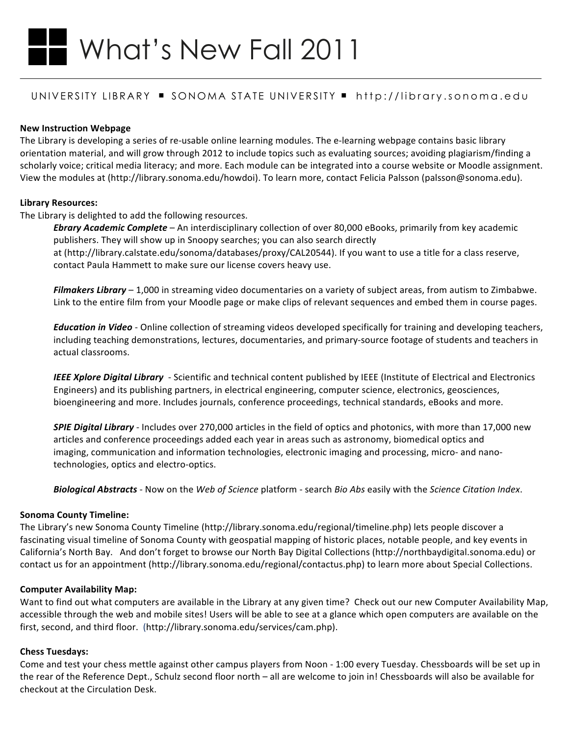# What's New Fall 2011

UNIVERSITY LIBRARY ■ SONOMA STATE UNIVERSITY ■ http://library.sonoma.edu

**New Instruction Webpage**

The Library is developing a series of re-usable online learning modules. The e-learning webpage contains basic library orientation material, and will grow through 2012 to include topics such as evaluating sources; avoiding plagiarism/finding a scholarly voice; critical media literacy; and more. Each module can be integrated into a course website or Moodle assignment. View the modules at (http://library.sonoma.edu/howdoi). To learn more, contact Felicia Palsson (palsson@sonoma.edu).

**Library Resources:**

The Library is delighted to add the following resources.

> ***Ebrary Academic Complete*** – An interdisciplinary collection of over 80,000 eBooks, primarily from key academic publishers. They will show up in Snoopy searches; you can also search directly at (http://library.calstate.edu/sonoma/databases/proxy/CAL20544). If you want to use a title for a class reserve, contact Paula Hammett to make sure our license covers heavy use.
>
> ***Filmakers Library*** – 1,000 in streaming video documentaries on a variety of subject areas, from autism to Zimbabwe. Link to the entire film from your Moodle page or make clips of relevant sequences and embed them in course pages.
>
> ***Education in Video*** - Online collection of streaming videos developed specifically for training and developing teachers, including teaching demonstrations, lectures, documentaries, and primary-source footage of students and teachers in actual classrooms.
>
> ***IEEE Xplore Digital Library*** - Scientific and technical content published by IEEE (Institute of Electrical and Electronics Engineers) and its publishing partners, in electrical engineering, computer science, electronics, geosciences, bioengineering and more. Includes journals, conference proceedings, technical standards, eBooks and more.
>
> ***SPIE Digital Library*** - Includes over 270,000 articles in the field of optics and photonics, with more than 17,000 new articles and conference proceedings added each year in areas such as astronomy, biomedical optics and imaging, communication and information technologies, electronic imaging and processing, micro- and nano-technologies, optics and electro-optics.
>
> ***Biological Abstracts*** - Now on the *Web of Science* platform - search *Bio Abs* easily with the *Science Citation Index*.

**Sonoma County Timeline:**

The Library's new Sonoma County Timeline (http://library.sonoma.edu/regional/timeline.php) lets people discover a fascinating visual timeline of Sonoma County with geospatial mapping of historic places, notable people, and key events in California's North Bay. And don't forget to browse our North Bay Digital Collections (http://northbaydigital.sonoma.edu) or contact us for an appointment (http://library.sonoma.edu/regional/contactus.php) to learn more about Special Collections.

**Computer Availability Map:**

Want to find out what computers are available in the Library at any given time? Check out our new Computer Availability Map, accessible through the web and mobile sites! Users will be able to see at a glance which open computers are available on the first, second, and third floor. (http://library.sonoma.edu/services/cam.php).

**Chess Tuesdays:**

Come and test your chess mettle against other campus players from Noon - 1:00 every Tuesday. Chessboards will be set up in the rear of the Reference Dept., Schulz second floor north – all are welcome to join in! Chessboards will also be available for checkout at the Circulation Desk.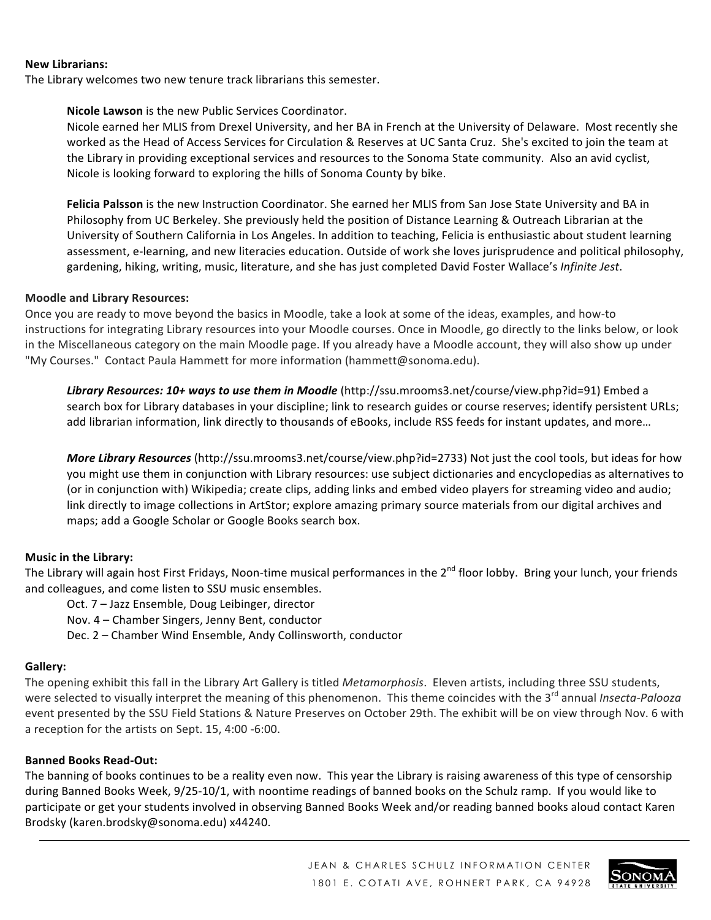**New Librarians:**

The Library welcomes two new tenure track librarians this semester.

**Nicole Lawson** is the new Public Services Coordinator.
Nicole earned her MLIS from Drexel University, and her BA in French at the University of Delaware. Most recently she worked as the Head of Access Services for Circulation & Reserves at UC Santa Cruz. She's excited to join the team at the Library in providing exceptional services and resources to the Sonoma State community. Also an avid cyclist, Nicole is looking forward to exploring the hills of Sonoma County by bike.

**Felicia Palsson** is the new Instruction Coordinator. She earned her MLIS from San Jose State University and BA in Philosophy from UC Berkeley. She previously held the position of Distance Learning & Outreach Librarian at the University of Southern California in Los Angeles. In addition to teaching, Felicia is enthusiastic about student learning assessment, e-learning, and new literacies education. Outside of work she loves jurisprudence and political philosophy, gardening, hiking, writing, music, literature, and she has just completed David Foster Wallace's *Infinite Jest*.

**Moodle and Library Resources:**

Once you are ready to move beyond the basics in Moodle, take a look at some of the ideas, examples, and how-to instructions for integrating Library resources into your Moodle courses. Once in Moodle, go directly to the links below, or look in the Miscellaneous category on the main Moodle page. If you already have a Moodle account, they will also show up under "My Courses." Contact Paula Hammett for more information (hammett@sonoma.edu).

***Library Resources: 10+ ways to use them in Moodle*** (http://ssu.mrooms3.net/course/view.php?id=91) Embed a search box for Library databases in your discipline; link to research guides or course reserves; identify persistent URLs; add librarian information, link directly to thousands of eBooks, include RSS feeds for instant updates, and more…

***More Library Resources*** (http://ssu.mrooms3.net/course/view.php?id=2733) Not just the cool tools, but ideas for how you might use them in conjunction with Library resources: use subject dictionaries and encyclopedias as alternatives to (or in conjunction with) Wikipedia; create clips, adding links and embed video players for streaming video and audio; link directly to image collections in ArtStor; explore amazing primary source materials from our digital archives and maps; add a Google Scholar or Google Books search box.

**Music in the Library:**

The Library will again host First Fridays, Noon-time musical performances in the 2nd floor lobby. Bring your lunch, your friends and colleagues, and come listen to SSU music ensembles.

Oct. 7 – Jazz Ensemble, Doug Leibinger, director
Nov. 4 – Chamber Singers, Jenny Bent, conductor
Dec. 2 – Chamber Wind Ensemble, Andy Collinsworth, conductor

**Gallery:**

The opening exhibit this fall in the Library Art Gallery is titled *Metamorphosis*. Eleven artists, including three SSU students, were selected to visually interpret the meaning of this phenomenon. This theme coincides with the 3rd annual *Insecta-Palooza* event presented by the SSU Field Stations & Nature Preserves on October 29th. The exhibit will be on view through Nov. 6 with a reception for the artists on Sept. 15, 4:00 -6:00.

**Banned Books Read-Out:**

The banning of books continues to be a reality even now. This year the Library is raising awareness of this type of censorship during Banned Books Week, 9/25-10/1, with noontime readings of banned books on the Schulz ramp. If you would like to participate or get your students involved in observing Banned Books Week and/or reading banned books aloud contact Karen Brodsky (karen.brodsky@sonoma.edu) x44240.

JEAN & CHARLES SCHULZ INFORMATION CENTER
1801 E. COTATI AVE, ROHNERT PARK, CA 94928